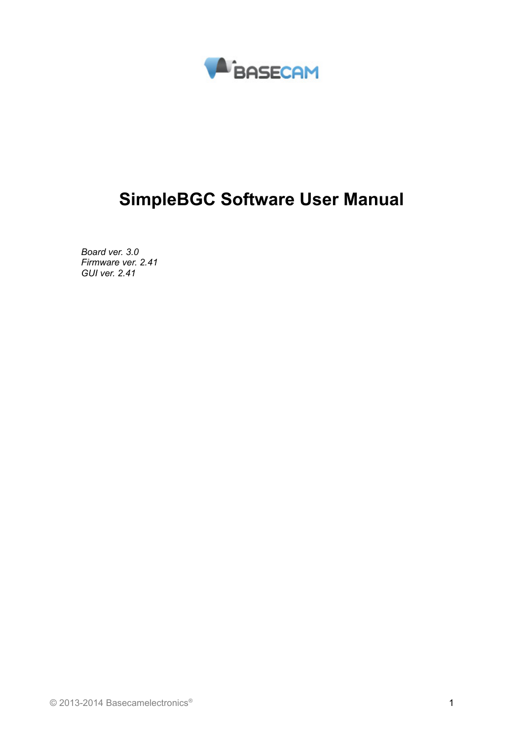# SimpleBGC Software User Manual

*Board ver. 3.0*
*Firmware ver. 2.41*
*GUI ver. 2.41*

© 2013-2014 Basecamelectronics®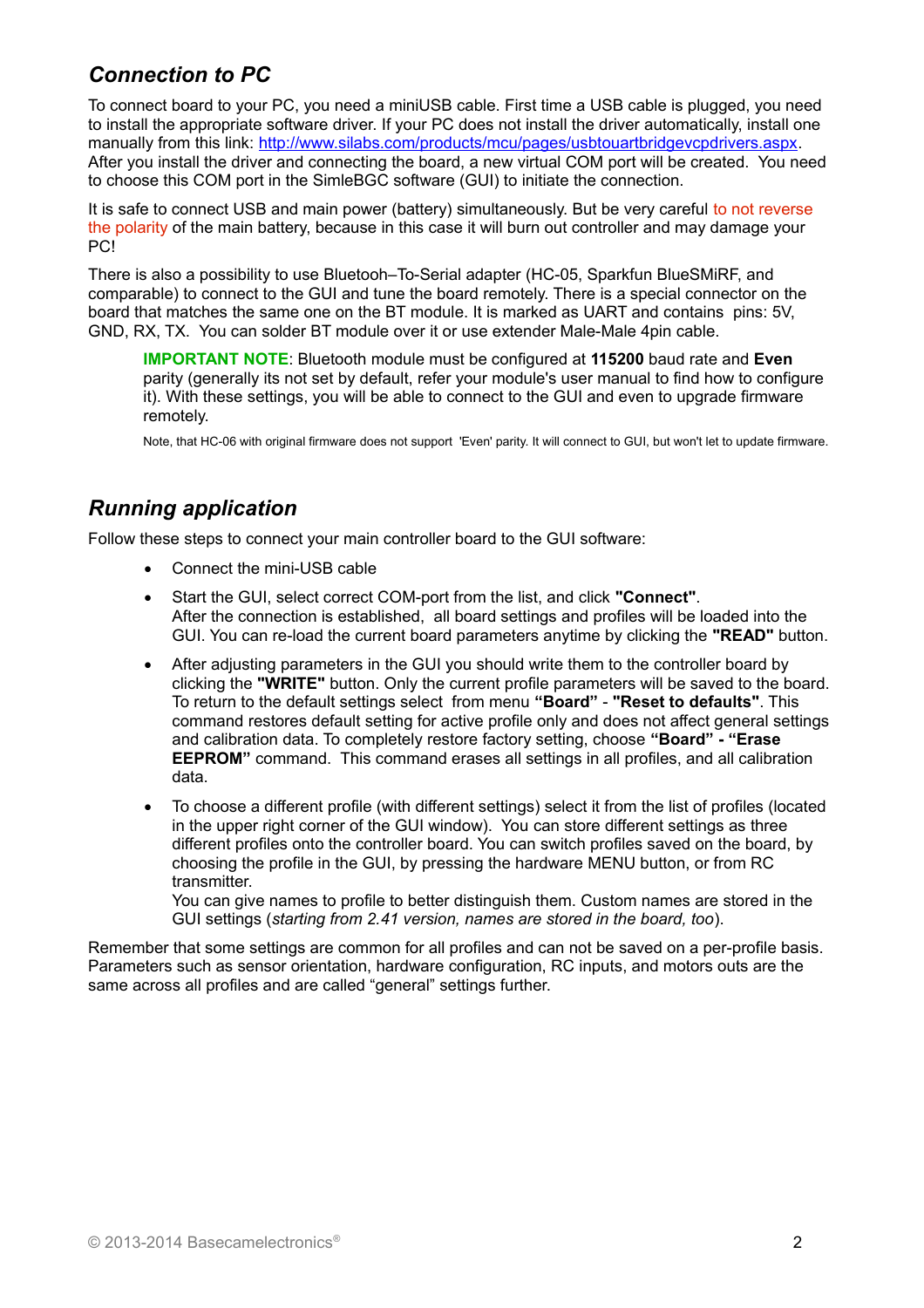## *Connection to PC*

To connect board to your PC, you need a miniUSB cable. First time a USB cable is plugged, you need to install the appropriate software driver. If your PC does not install the driver automatically, install one manually from this link: [http://www.silabs.com/products/mcu/pages/usbtouartbridgevcpdrivers.aspx](http://www.silabs.com/products/mcu/pages/usbtouartbridgevcpdrivers.aspx). After you install the driver and connecting the board, a new virtual COM port will be created. You need to choose this COM port in the SimleBGC software (GUI) to initiate the connection.

It is safe to connect USB and main power (battery) simultaneously. But be very careful to not reverse the polarity of the main battery, because in this case it will burn out controller and may damage your PC!

There is also a possibility to use Bluetooh–To-Serial adapter (HC-05, Sparkfun BlueSMiRF, and comparable) to connect to the GUI and tune the board remotely. There is a special connector on the board that matches the same one on the BT module. It is marked as UART and contains pins: 5V, GND, RX, TX. You can solder BT module over it or use extender Male-Male 4pin cable.

> **IMPORTANT NOTE**: Bluetooth module must be configured at **115200** baud rate and **Even** parity (generally its not set by default, refer your module's user manual to find how to configure it). With these settings, you will be able to connect to the GUI and even to upgrade firmware remotely.
>
> Note, that HC-06 with original firmware does not support 'Even' parity. It will connect to GUI, but won't let to update firmware.

## *Running application*

Follow these steps to connect your main controller board to the GUI software:

- Connect the mini-USB cable
- Start the GUI, select correct COM-port from the list, and click **"Connect"**.
  After the connection is established, all board settings and profiles will be loaded into the GUI. You can re-load the current board parameters anytime by clicking the **"READ"** button.
- After adjusting parameters in the GUI you should write them to the controller board by clicking the **"WRITE"** button. Only the current profile parameters will be saved to the board. To return to the default settings select from menu **"Board"** - **"Reset to defaults"**. This command restores default setting for active profile only and does not affect general settings and calibration data. To completely restore factory setting, choose **"Board" - "Erase EEPROM"** command. This command erases all settings in all profiles, and all calibration data.
- To choose a different profile (with different settings) select it from the list of profiles (located in the upper right corner of the GUI window). You can store different settings as three different profiles onto the controller board. You can switch profiles saved on the board, by choosing the profile in the GUI, by pressing the hardware MENU button, or from RC transmitter.
  You can give names to profile to better distinguish them. Custom names are stored in the GUI settings (*starting from 2.41 version, names are stored in the board, too*).

Remember that some settings are common for all profiles and can not be saved on a per-profile basis. Parameters such as sensor orientation, hardware configuration, RC inputs, and motors outs are the same across all profiles and are called "general" settings further.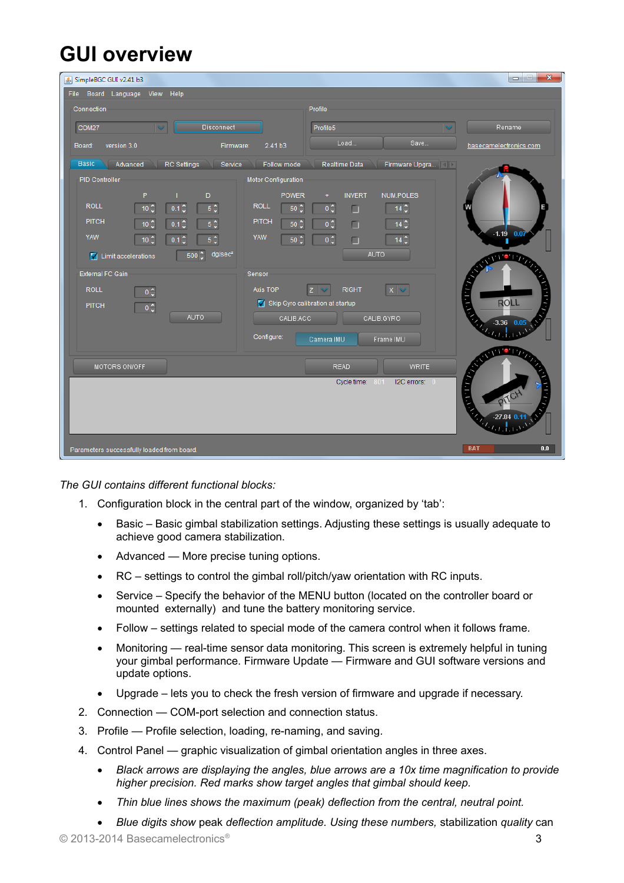# GUI overview

*The GUI contains different functional blocks:*

1. Configuration block in the central part of the window, organized by 'tab':
   - Basic – Basic gimbal stabilization settings. Adjusting these settings is usually adequate to achieve good camera stabilization.
   - Advanced — More precise tuning options.
   - RC – settings to control the gimbal roll/pitch/yaw orientation with RC inputs.
   - Service – Specify the behavior of the MENU button (located on the controller board or mounted externally) and tune the battery monitoring service.
   - Follow – settings related to special mode of the camera control when it follows frame.
   - Monitoring — real-time sensor data monitoring. This screen is extremely helpful in tuning your gimbal performance. Firmware Update — Firmware and GUI software versions and update options.
   - Upgrade – lets you to check the fresh version of firmware and upgrade if necessary.
2. Connection — COM-port selection and connection status.
3. Profile — Profile selection, loading, re-naming, and saving.
4. Control Panel — graphic visualization of gimbal orientation angles in three axes.
   - *Black arrows are displaying the angles, blue arrows are a 10x time magnification to provide higher precision. Red marks show target angles that gimbal should keep.*
   - *Thin blue lines shows the maximum (peak) deflection from the central, neutral point.*
   - *Blue digits show* peak *deflection amplitude. Using these numbers,* stabilization *quality* can

© 2013-2014 Basecamelectronics®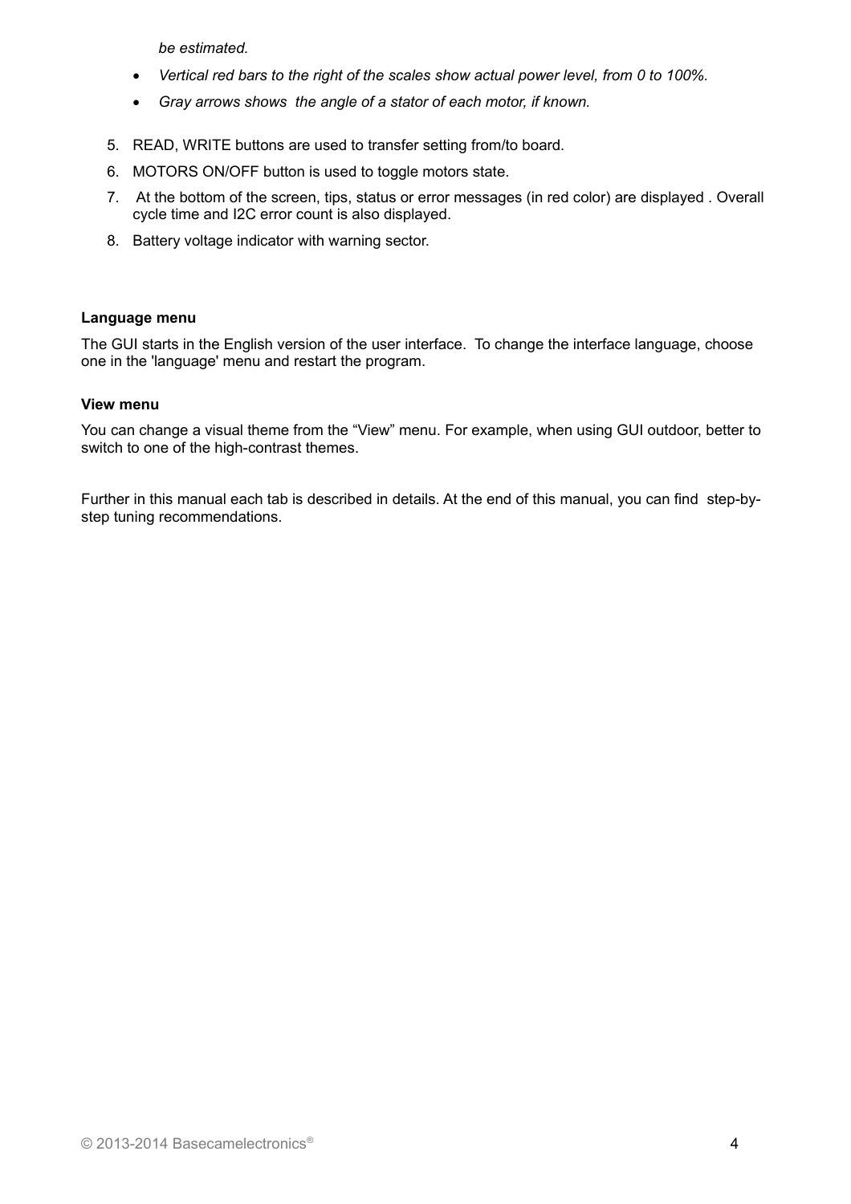*be estimated.*

- *Vertical red bars to the right of the scales show actual power level, from 0 to 100%.*
- *Gray arrows shows  the angle of a stator of each motor, if known.*

5. READ, WRITE buttons are used to transfer setting from/to board.
6. MOTORS ON/OFF button is used to toggle motors state.
7. At the bottom of the screen, tips, status or error messages (in red color) are displayed . Overall cycle time and I2C error count is also displayed.
8. Battery voltage indicator with warning sector.

**Language menu**

The GUI starts in the English version of the user interface.  To change the interface language, choose one in the 'language' menu and restart the program.

**View menu**

You can change a visual theme from the “View” menu. For example, when using GUI outdoor, better to switch to one of the high-contrast themes.

Further in this manual each tab is described in details. At the end of this manual, you can find  step-by-step tuning recommendations.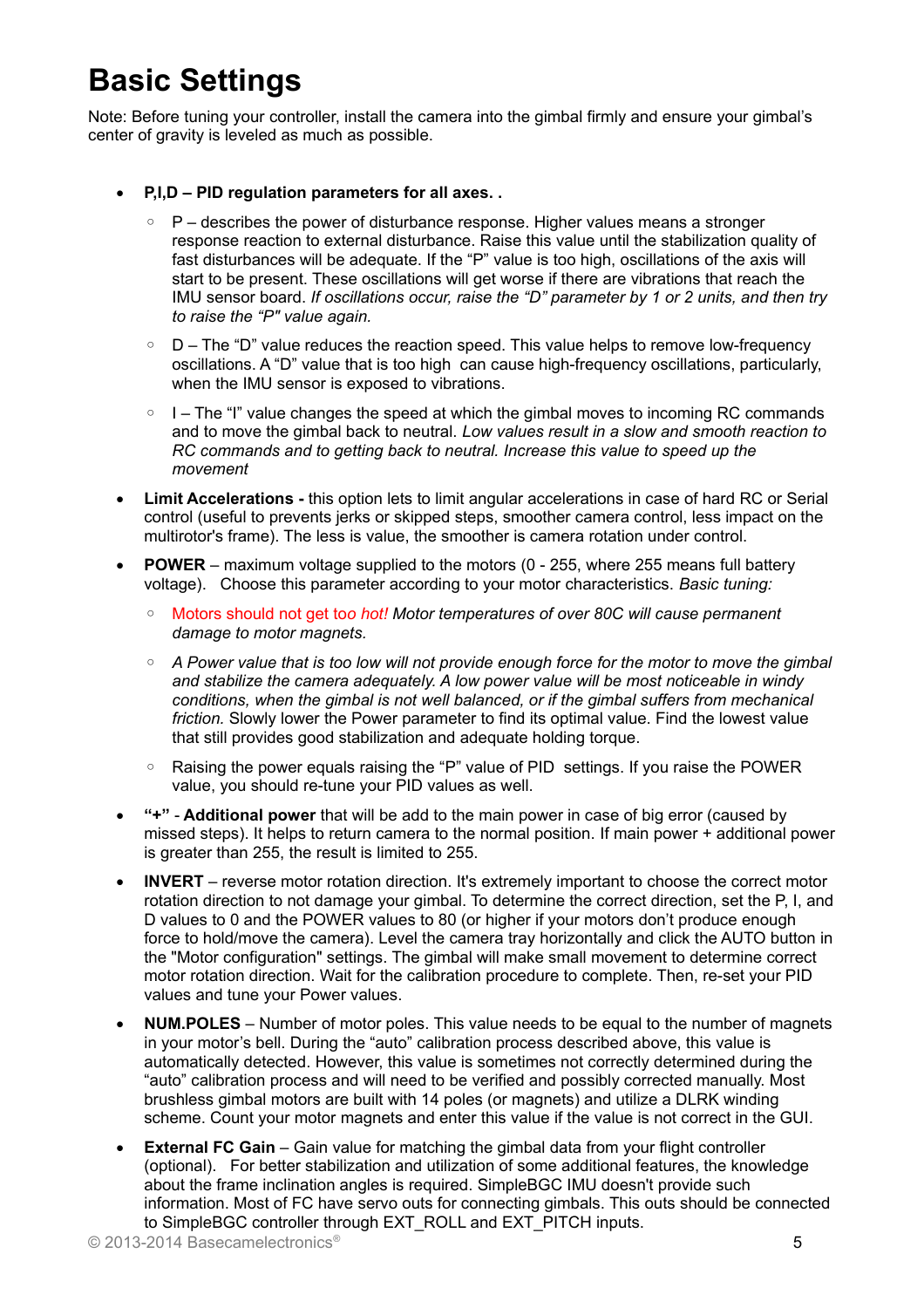# Basic Settings

Note: Before tuning your controller, install the camera into the gimbal firmly and ensure your gimbal's center of gravity is leveled as much as possible.

- **P,I,D – PID regulation parameters for all axes. .**
  - P – describes the power of disturbance response. Higher values means a stronger response reaction to external disturbance. Raise this value until the stabilization quality of fast disturbances will be adequate. If the "P" value is too high, oscillations of the axis will start to be present. These oscillations will get worse if there are vibrations that reach the IMU sensor board. *If oscillations occur, raise the "D" parameter by 1 or 2 units, and then try to raise the "P" value again.*
  - D – The "D" value reduces the reaction speed. This value helps to remove low-frequency oscillations. A "D" value that is too high can cause high-frequency oscillations, particularly, when the IMU sensor is exposed to vibrations.
  - I – The "I" value changes the speed at which the gimbal moves to incoming RC commands and to move the gimbal back to neutral. *Low values result in a slow and smooth reaction to RC commands and to getting back to neutral. Increase this value to speed up the movement*
- **Limit Accelerations -** this option lets to limit angular accelerations in case of hard RC or Serial control (useful to prevents jerks or skipped steps, smoother camera control, less impact on the multirotor's frame). The less is value, the smoother is camera rotation under control.
- **POWER** – maximum voltage supplied to the motors (0 - 255, where 255 means full battery voltage). Choose this parameter according to your motor characteristics. *Basic tuning:*
  - Motors should not get to*o hot!* *Motor temperatures of over 80C will cause permanent damage to motor magnets.*
  - *A Power value that is too low will not provide enough force for the motor to move the gimbal and stabilize the camera adequately. A low power value will be most noticeable in windy conditions, when the gimbal is not well balanced, or if the gimbal suffers from mechanical friction.* Slowly lower the Power parameter to find its optimal value. Find the lowest value that still provides good stabilization and adequate holding torque.
  - Raising the power equals raising the "P" value of PID settings. If you raise the POWER value, you should re-tune your PID values as well.
- **"+"** - **Additional power** that will be add to the main power in case of big error (caused by missed steps). It helps to return camera to the normal position. If main power + additional power is greater than 255, the result is limited to 255.
- **INVERT** – reverse motor rotation direction. It's extremely important to choose the correct motor rotation direction to not damage your gimbal. To determine the correct direction, set the P, I, and D values to 0 and the POWER values to 80 (or higher if your motors don't produce enough force to hold/move the camera). Level the camera tray horizontally and click the AUTO button in the "Motor configuration" settings. The gimbal will make small movement to determine correct motor rotation direction. Wait for the calibration procedure to complete. Then, re-set your PID values and tune your Power values.
- **NUM.POLES** – Number of motor poles. This value needs to be equal to the number of magnets in your motor's bell. During the "auto" calibration process described above, this value is automatically detected. However, this value is sometimes not correctly determined during the "auto" calibration process and will need to be verified and possibly corrected manually. Most brushless gimbal motors are built with 14 poles (or magnets) and utilize a DLRK winding scheme. Count your motor magnets and enter this value if the value is not correct in the GUI.
- **External FC Gain** – Gain value for matching the gimbal data from your flight controller (optional). For better stabilization and utilization of some additional features, the knowledge about the frame inclination angles is required. SimpleBGC IMU doesn't provide such information. Most of FC have servo outs for connecting gimbals. This outs should be connected to SimpleBGC controller through EXT_ROLL and EXT_PITCH inputs.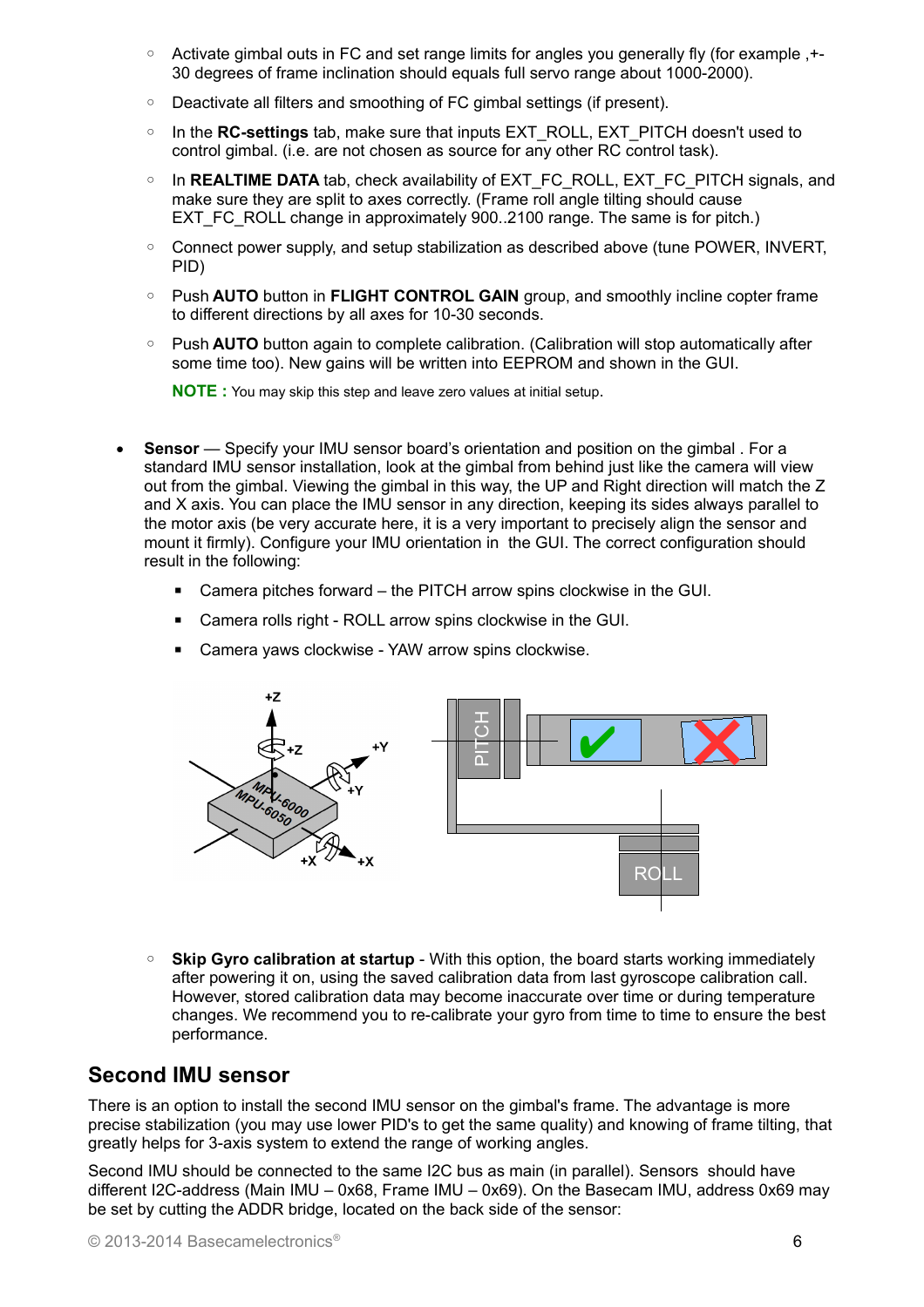- Activate gimbal outs in FC and set range limits for angles you generally fly (for example ,+-30 degrees of frame inclination should equals full servo range about 1000-2000).
- Deactivate all filters and smoothing of FC gimbal settings (if present).
- In the **RC-settings** tab, make sure that inputs EXT_ROLL, EXT_PITCH doesn't used to control gimbal. (i.e. are not chosen as source for any other RC control task).
- In **REALTIME DATA** tab, check availability of EXT_FC_ROLL, EXT_FC_PITCH signals, and make sure they are split to axes correctly. (Frame roll angle tilting should cause EXT_FC_ROLL change in approximately 900..2100 range. The same is for pitch.)
- Connect power supply, and setup stabilization as described above (tune POWER, INVERT, PID)
- Push **AUTO** button in **FLIGHT CONTROL GAIN** group, and smoothly incline copter frame to different directions by all axes for 10-30 seconds.
- Push **AUTO** button again to complete calibration. (Calibration will stop automatically after some time too). New gains will be written into EEPROM and shown in the GUI.

  **NOTE :** You may skip this step and leave zero values at initial setup.

- **Sensor** — Specify your IMU sensor board's orientation and position on the gimbal . For a standard IMU sensor installation, look at the gimbal from behind just like the camera will view out from the gimbal. Viewing the gimbal in this way, the UP and Right direction will match the Z and X axis. You can place the IMU sensor in any direction, keeping its sides always parallel to the motor axis (be very accurate here, it is a very important to precisely align the sensor and mount it firmly). Configure your IMU orientation in the GUI. The correct configuration should result in the following:
  - Camera pitches forward – the PITCH arrow spins clockwise in the GUI.
  - Camera rolls right - ROLL arrow spins clockwise in the GUI.
  - Camera yaws clockwise - YAW arrow spins clockwise.

  - **Skip Gyro calibration at startup** - With this option, the board starts working immediately after powering it on, using the saved calibration data from last gyroscope calibration call. However, stored calibration data may become inaccurate over time or during temperature changes. We recommend you to re-calibrate your gyro from time to time to ensure the best performance.

## Second IMU sensor

There is an option to install the second IMU sensor on the gimbal's frame. The advantage is more precise stabilization (you may use lower PID's to get the same quality) and knowing of frame tilting, that greatly helps for 3-axis system to extend the range of working angles.

Second IMU should be connected to the same I2C bus as main (in parallel). Sensors should have different I2C-address (Main IMU – 0x68, Frame IMU – 0x69). On the Basecam IMU, address 0x69 may be set by cutting the ADDR bridge, located on the back side of the sensor: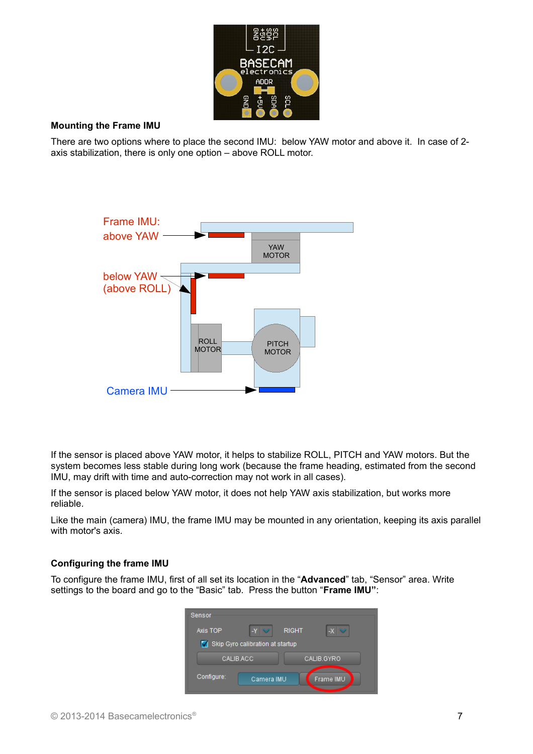#### Mounting the Frame IMU

There are two options where to place the second IMU: below YAW motor and above it. In case of 2-axis stabilization, there is only one option – above ROLL motor.

If the sensor is placed above YAW motor, it helps to stabilize ROLL, PITCH and YAW motors. But the system becomes less stable during long work (because the frame heading, estimated from the second IMU, may drift with time and auto-correction may not work in all cases).

If the sensor is placed below YAW motor, it does not help YAW axis stabilization, but works more reliable.

Like the main (camera) IMU, the frame IMU may be mounted in any orientation, keeping its axis parallel with motor's axis.

#### Configuring the frame IMU

To configure the frame IMU, first of all set its location in the "**Advanced**" tab, "Sensor" area. Write settings to the board and go to the "Basic" tab. Press the button "**Frame IMU"**: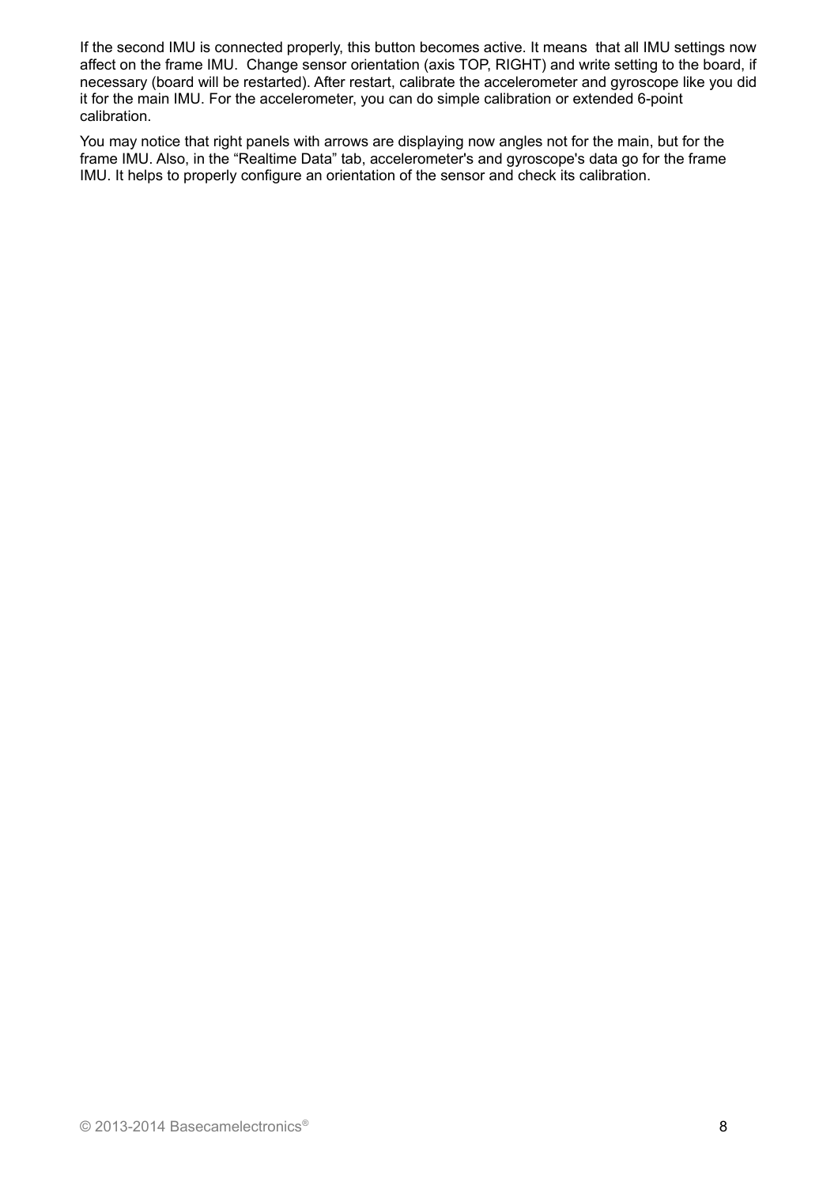If the second IMU is connected properly, this button becomes active. It means  that all IMU settings now affect on the frame IMU.  Change sensor orientation (axis TOP, RIGHT) and write setting to the board, if necessary (board will be restarted). After restart, calibrate the accelerometer and gyroscope like you did it for the main IMU. For the accelerometer, you can do simple calibration or extended 6-point calibration.

You may notice that right panels with arrows are displaying now angles not for the main, but for the frame IMU. Also, in the “Realtime Data” tab, accelerometer's and gyroscope's data go for the frame IMU. It helps to properly configure an orientation of the sensor and check its calibration.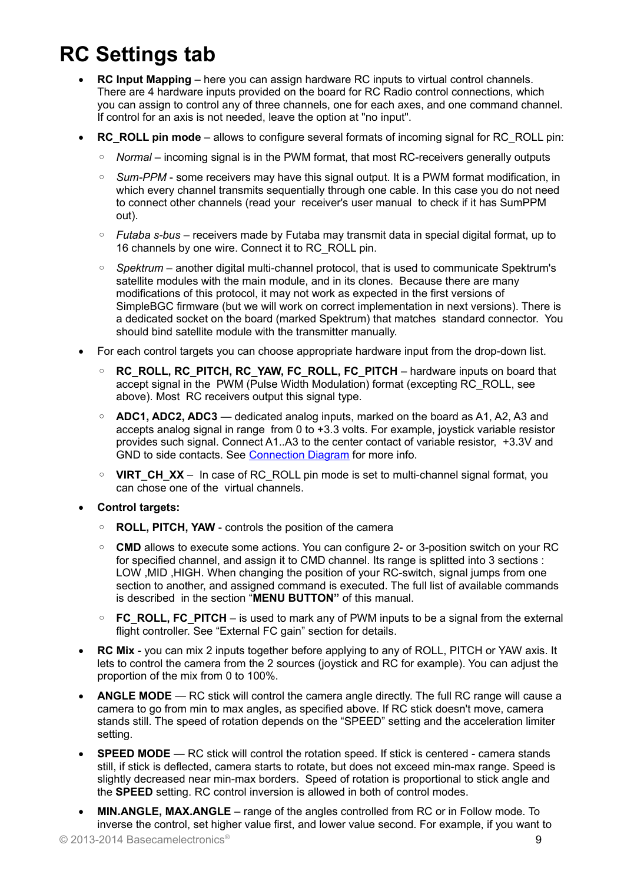# RC Settings tab

- **RC Input Mapping** – here you can assign hardware RC inputs to virtual control channels. There are 4 hardware inputs provided on the board for RC Radio control connections, which you can assign to control any of three channels, one for each axes, and one command channel. If control for an axis is not needed, leave the option at "no input".
- **RC_ROLL pin mode** – allows to configure several formats of incoming signal for RC_ROLL pin:
  - *Normal* – incoming signal is in the PWM format, that most RC-receivers generally outputs
  - *Sum-PPM* - some receivers may have this signal output. It is a PWM format modification, in which every channel transmits sequentially through one cable. In this case you do not need to connect other channels (read your receiver's user manual to check if it has SumPPM out).
  - *Futaba s-bus* – receivers made by Futaba may transmit data in special digital format, up to 16 channels by one wire. Connect it to RC_ROLL pin.
  - *Spektrum* – another digital multi-channel protocol, that is used to communicate Spektrum's satellite modules with the main module, and in its clones. Because there are many modifications of this protocol, it may not work as expected in the first versions of SimpleBGC firmware (but we will work on correct implementation in next versions). There is a dedicated socket on the board (marked Spektrum) that matches standard connector. You should bind satellite module with the transmitter manually.
- For each control targets you can choose appropriate hardware input from the drop-down list.
  - **RC_ROLL, RC_PITCH, RC_YAW, FC_ROLL, FC_PITCH** – hardware inputs on board that accept signal in the PWM (Pulse Width Modulation) format (excepting RC_ROLL, see above). Most RC receivers output this signal type.
  - **ADC1, ADC2, ADC3** — dedicated analog inputs, marked on the board as A1, A2, A3 and accepts analog signal in range from 0 to +3.3 volts. For example, joystick variable resistor provides such signal. Connect A1..A3 to the center contact of variable resistor, +3.3V and GND to side contacts. See Connection Diagram for more info.
  - **VIRT_CH_XX** – In case of RC_ROLL pin mode is set to multi-channel signal format, you can chose one of the virtual channels.
- **Control targets:**
  - **ROLL, PITCH, YAW** - controls the position of the camera
  - **CMD** allows to execute some actions. You can configure 2- or 3-position switch on your RC for specified channel, and assign it to CMD channel. Its range is splitted into 3 sections : LOW ,MID ,HIGH. When changing the position of your RC-switch, signal jumps from one section to another, and assigned command is executed. The full list of available commands is described in the section "**MENU BUTTON"** of this manual.
  - **FC_ROLL, FC_PITCH** – is used to mark any of PWM inputs to be a signal from the external flight controller. See "External FC gain" section for details.
- **RC Mix** - you can mix 2 inputs together before applying to any of ROLL, PITCH or YAW axis. It lets to control the camera from the 2 sources (joystick and RC for example). You can adjust the proportion of the mix from 0 to 100%.
- **ANGLE MODE** — RC stick will control the camera angle directly. The full RC range will cause a camera to go from min to max angles, as specified above. If RC stick doesn't move, camera stands still. The speed of rotation depends on the "SPEED" setting and the acceleration limiter setting.
- **SPEED MODE** — RC stick will control the rotation speed. If stick is centered - camera stands still, if stick is deflected, camera starts to rotate, but does not exceed min-max range. Speed is slightly decreased near min-max borders. Speed of rotation is proportional to stick angle and the **SPEED** setting. RC control inversion is allowed in both of control modes.
- **MIN.ANGLE, MAX.ANGLE** – range of the angles controlled from RC or in Follow mode. To inverse the control, set higher value first, and lower value second. For example, if you want to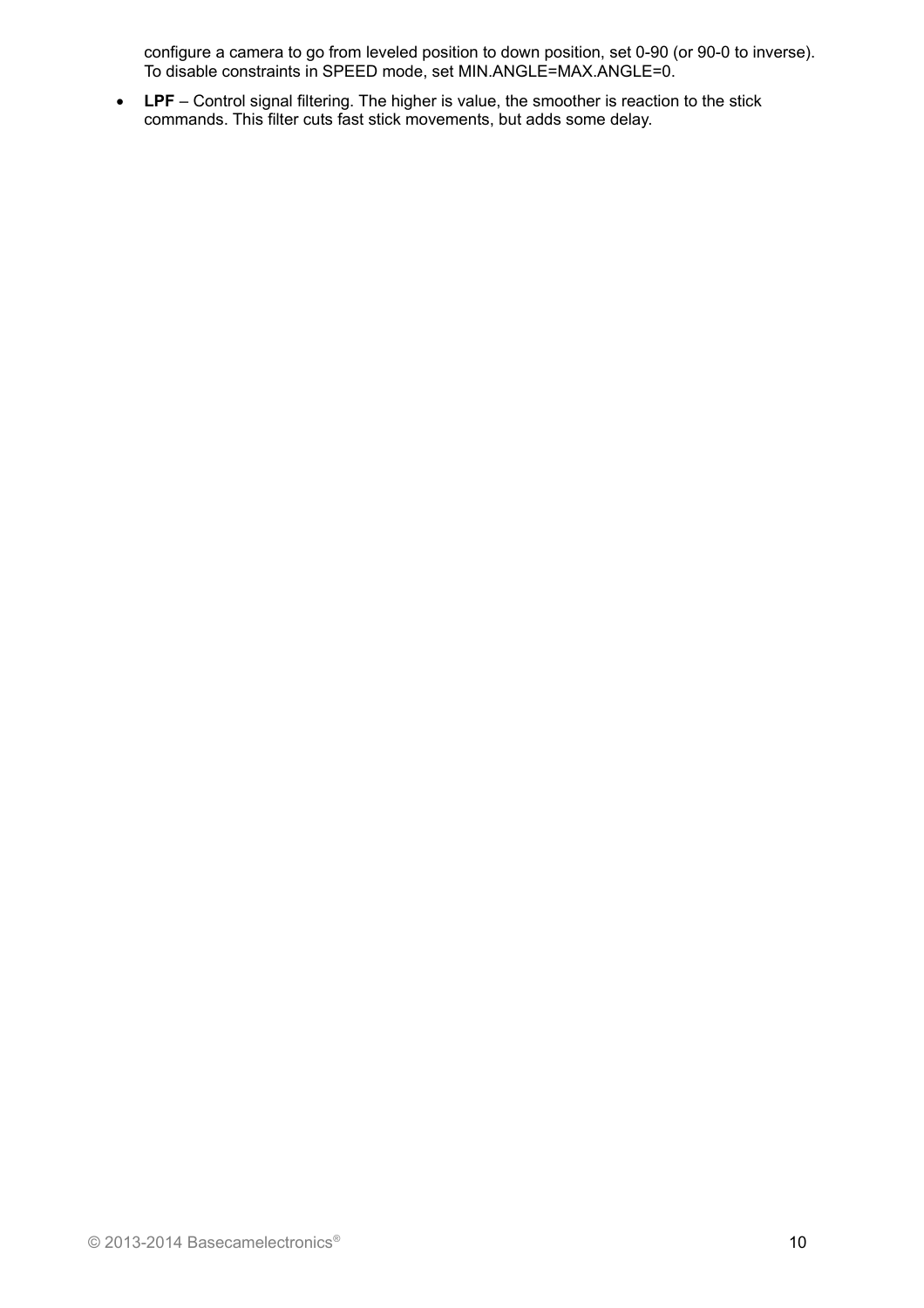configure a camera to go from leveled position to down position, set 0-90 (or 90-0 to inverse). To disable constraints in SPEED mode, set MIN.ANGLE=MAX.ANGLE=0.

- **LPF** – Control signal filtering. The higher is value, the smoother is reaction to the stick commands. This filter cuts fast stick movements, but adds some delay.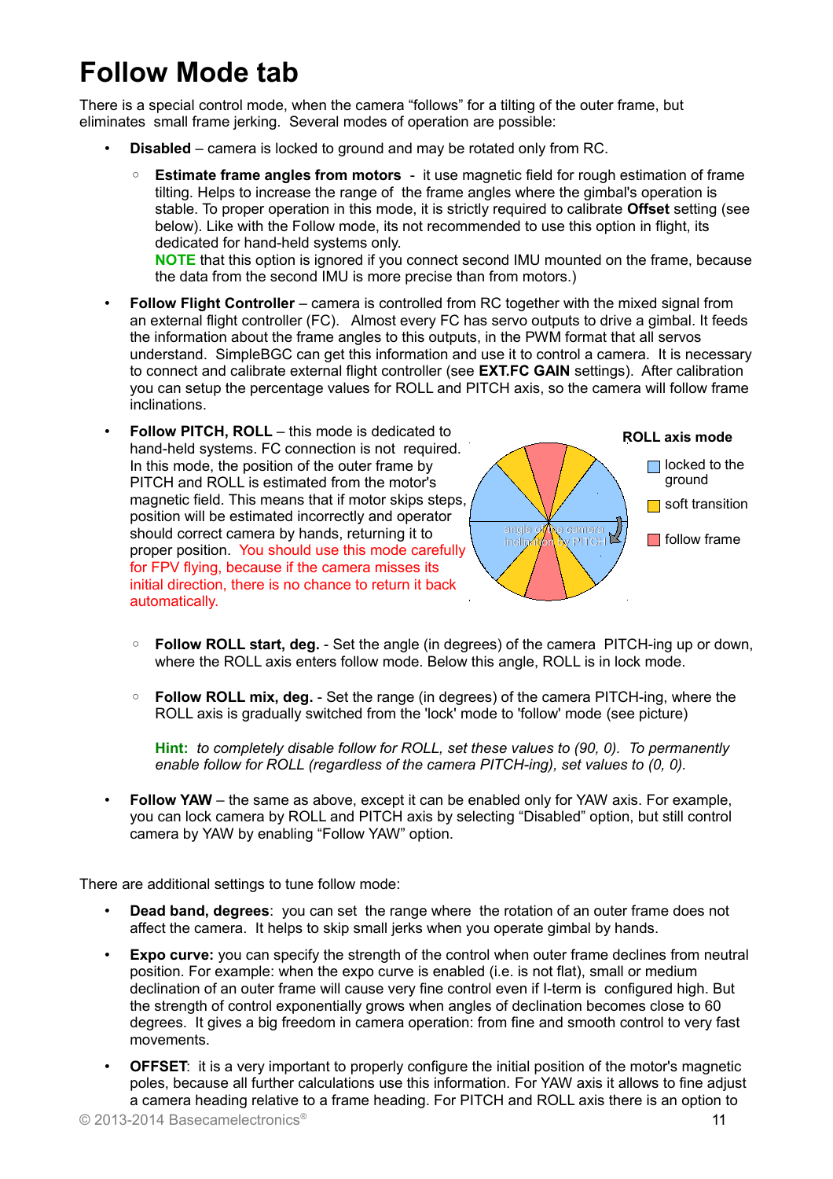# Follow Mode tab

There is a special control mode, when the camera "follows" for a tilting of the outer frame, but eliminates small frame jerking. Several modes of operation are possible:

- **Disabled** – camera is locked to ground and may be rotated only from RC.
  - **Estimate frame angles from motors** - it use magnetic field for rough estimation of frame tilting. Helps to increase the range of the frame angles where the gimbal's operation is stable. To proper operation in this mode, it is strictly required to calibrate **Offset** setting (see below). Like with the Follow mode, its not recommended to use this option in flight, its dedicated for hand-held systems only.
    **NOTE** that this option is ignored if you connect second IMU mounted on the frame, because the data from the second IMU is more precise than from motors.)
- **Follow Flight Controller** – camera is controlled from RC together with the mixed signal from an external flight controller (FC). Almost every FC has servo outputs to drive a gimbal. It feeds the information about the frame angles to this outputs, in the PWM format that all servos understand. SimpleBGC can get this information and use it to control a camera. It is necessary to connect and calibrate external flight controller (see **EXT.FC GAIN** settings). After calibration you can setup the percentage values for ROLL and PITCH axis, so the camera will follow frame inclinations.
- **Follow PITCH, ROLL** – this mode is dedicated to hand-held systems. FC connection is not required. In this mode, the position of the outer frame by PITCH and ROLL is estimated from the motor's magnetic field. This means that if motor skips steps, position will be estimated incorrectly and operator should correct camera by hands, returning it to proper position. You should use this mode carefully for FPV flying, because if the camera misses its initial direction, there is no chance to return it back automatically.

  **ROLL axis mode**
  - locked to the ground
  - soft transition
  - follow frame

  angle of the camera inclination by PITCH

  - **Follow ROLL start, deg.** - Set the angle (in degrees) of the camera PITCH-ing up or down, where the ROLL axis enters follow mode. Below this angle, ROLL is in lock mode.
  - **Follow ROLL mix, deg.** - Set the range (in degrees) of the camera PITCH-ing, where the ROLL axis is gradually switched from the 'lock' mode to 'follow' mode (see picture)

    **Hint:** *to completely disable follow for ROLL, set these values to (90, 0). To permanently enable follow for ROLL (regardless of the camera PITCH-ing), set values to (0, 0).*
- **Follow YAW** – the same as above, except it can be enabled only for YAW axis. For example, you can lock camera by ROLL and PITCH axis by selecting "Disabled" option, but still control camera by YAW by enabling "Follow YAW" option.

There are additional settings to tune follow mode:

- **Dead band, degrees**: you can set the range where the rotation of an outer frame does not affect the camera. It helps to skip small jerks when you operate gimbal by hands.
- **Expo curve:** you can specify the strength of the control when outer frame declines from neutral position. For example: when the expo curve is enabled (i.e. is not flat), small or medium declination of an outer frame will cause very fine control even if I-term is configured high. But the strength of control exponentially grows when angles of declination becomes close to 60 degrees. It gives a big freedom in camera operation: from fine and smooth control to very fast movements.
- **OFFSET**: it is a very important to properly configure the initial position of the motor's magnetic poles, because all further calculations use this information. For YAW axis it allows to fine adjust a camera heading relative to a frame heading. For PITCH and ROLL axis there is an option to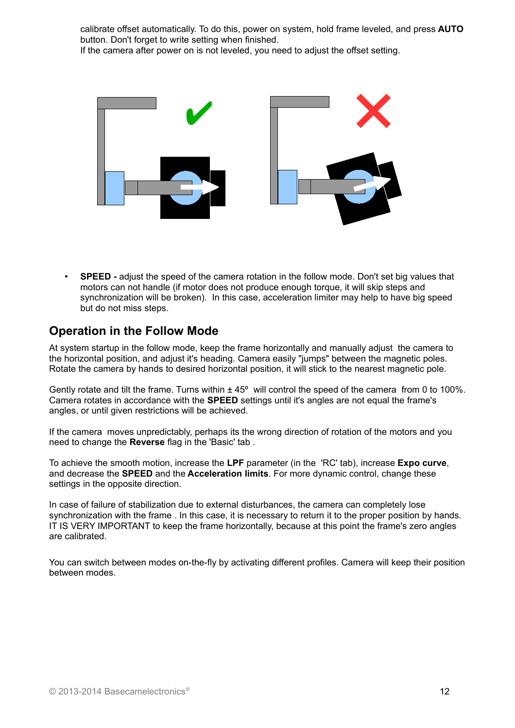calibrate offset automatically. To do this, power on system, hold frame leveled, and press **AUTO** button. Don't forget to write setting when finished.
If the camera after power on is not leveled, you need to adjust the offset setting.

- **SPEED -** adjust the speed of the camera rotation in the follow mode. Don't set big values that motors can not handle (if motor does not produce enough torque, it will skip steps and synchronization will be broken). In this case, acceleration limiter may help to have big speed but do not miss steps.

## Operation in the Follow Mode

At system startup in the follow mode, keep the frame horizontally and manually adjust the camera to the horizontal position, and adjust it's heading. Camera easily "jumps" between the magnetic poles. Rotate the camera by hands to desired horizontal position, it will stick to the nearest magnetic pole.

Gently rotate and tilt the frame. Turns within ± 45º will control the speed of the camera from 0 to 100%. Camera rotates in accordance with the **SPEED** settings until it's angles are not equal the frame's angles, or until given restrictions will be achieved.

If the camera moves unpredictably, perhaps its the wrong direction of rotation of the motors and you need to change the **Reverse** flag in the 'Basic' tab .

To achieve the smooth motion, increase the **LPF** parameter (in the 'RC' tab), increase **Expo curve**, and decrease the **SPEED** and the **Acceleration limits**. For more dynamic control, change these settings in the opposite direction.

In case of failure of stabilization due to external disturbances, the camera can completely lose synchronization with the frame . In this case, it is necessary to return it to the proper position by hands. IT IS VERY IMPORTANT to keep the frame horizontally, because at this point the frame's zero angles are calibrated.

You can switch between modes on-the-fly by activating different profiles. Camera will keep their position between modes.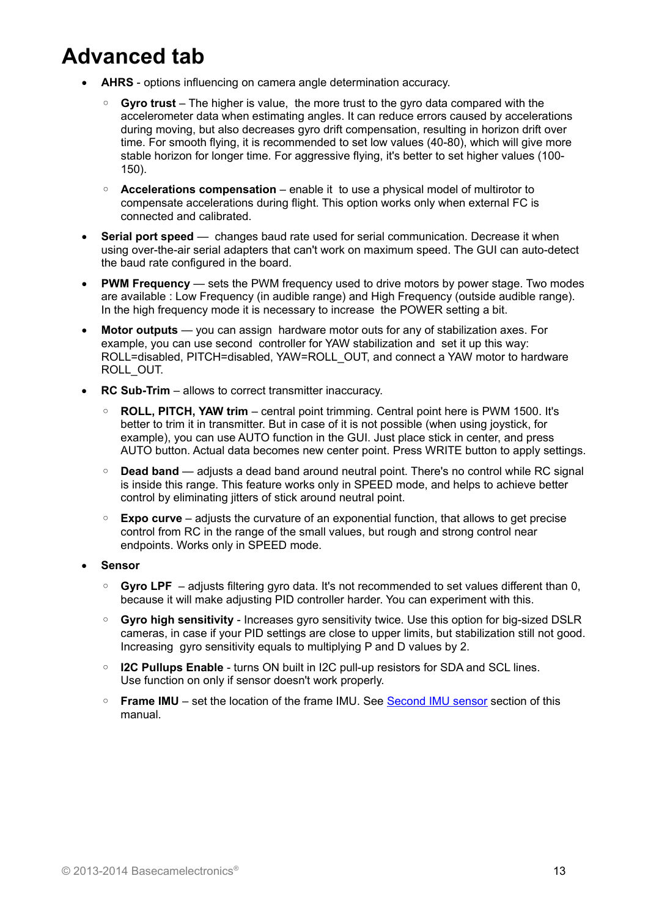# Advanced tab

- **AHRS** - options influencing on camera angle determination accuracy.
  - **Gyro trust** – The higher is value,  the more trust to the gyro data compared with the accelerometer data when estimating angles. It can reduce errors caused by accelerations during moving, but also decreases gyro drift compensation, resulting in horizon drift over time. For smooth flying, it is recommended to set low values (40-80), which will give more stable horizon for longer time. For aggressive flying, it's better to set higher values (100-150).
  - **Accelerations compensation** – enable it  to use a physical model of multirotor to compensate accelerations during flight. This option works only when external FC is connected and calibrated.
- **Serial port speed** —  changes baud rate used for serial communication. Decrease it when using over-the-air serial adapters that can't work on maximum speed. The GUI can auto-detect the baud rate configured in the board.
- **PWM Frequency** — sets the PWM frequency used to drive motors by power stage. Two modes are available : Low Frequency (in audible range) and High Frequency (outside audible range). In the high frequency mode it is necessary to increase  the POWER setting a bit.
- **Motor outputs** — you can assign  hardware motor outs for any of stabilization axes. For example, you can use second  controller for YAW stabilization and  set it up this way: ROLL=disabled, PITCH=disabled, YAW=ROLL_OUT, and connect a YAW motor to hardware ROLL_OUT.
- **RC Sub-Trim** – allows to correct transmitter inaccuracy.
  - **ROLL, PITCH, YAW trim** – central point trimming. Central point here is PWM 1500. It's better to trim it in transmitter. But in case of it is not possible (when using joystick, for example), you can use AUTO function in the GUI. Just place stick in center, and press AUTO button. Actual data becomes new center point. Press WRITE button to apply settings.
  - **Dead band** — adjusts a dead band around neutral point. There's no control while RC signal is inside this range. This feature works only in SPEED mode, and helps to achieve better control by eliminating jitters of stick around neutral point.
  - **Expo curve** – adjusts the curvature of an exponential function, that allows to get precise control from RC in the range of the small values, but rough and strong control near endpoints. Works only in SPEED mode.
- **Sensor**
  - **Gyro LPF**  – adjusts filtering gyro data. It's not recommended to set values different than 0, because it will make adjusting PID controller harder. You can experiment with this.
  - **Gyro high sensitivity** - Increases gyro sensitivity twice. Use this option for big-sized DSLR cameras, in case if your PID settings are close to upper limits, but stabilization still not good. Increasing  gyro sensitivity equals to multiplying P and D values by 2.
  - **I2C Pullups Enable** - turns ON built in I2C pull-up resistors for SDA and SCL lines. Use function on only if sensor doesn't work properly.
  - **Frame IMU** – set the location of the frame IMU. See Second IMU sensor section of this manual.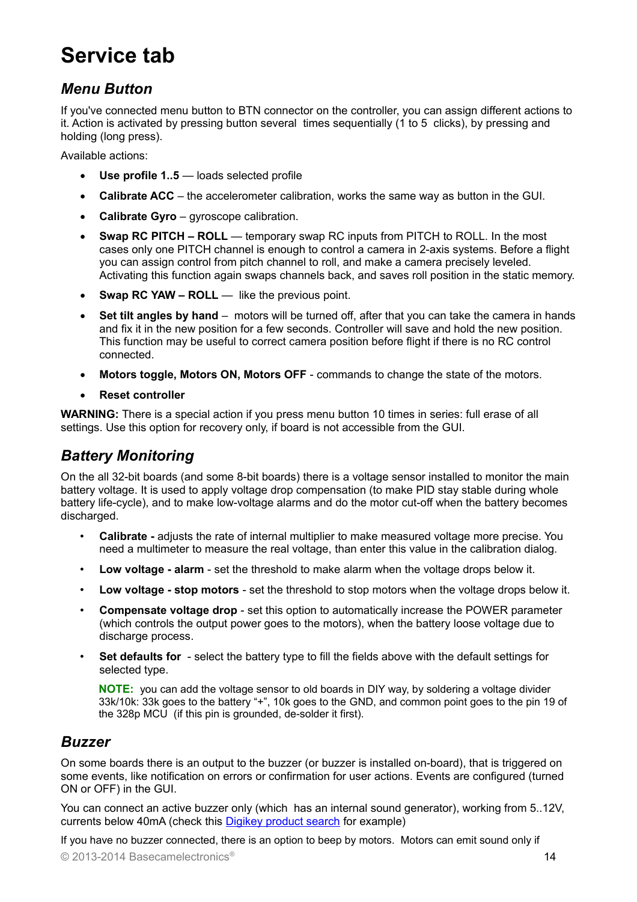# Service tab

## *Menu Button*

If you've connected menu button to BTN connector on the controller, you can assign different actions to it. Action is activated by pressing button several times sequentially (1 to 5 clicks), by pressing and holding (long press).

Available actions:

- **Use profile 1..5** — loads selected profile
- **Calibrate ACC** – the accelerometer calibration, works the same way as button in the GUI.
- **Calibrate Gyro** – gyroscope calibration.
- **Swap RC PITCH – ROLL** — temporary swap RC inputs from PITCH to ROLL. In the most cases only one PITCH channel is enough to control a camera in 2-axis systems. Before a flight you can assign control from pitch channel to roll, and make a camera precisely leveled. Activating this function again swaps channels back, and saves roll position in the static memory.
- **Swap RC YAW – ROLL** — like the previous point.
- **Set tilt angles by hand** – motors will be turned off, after that you can take the camera in hands and fix it in the new position for a few seconds. Controller will save and hold the new position. This function may be useful to correct camera position before flight if there is no RC control connected.
- **Motors toggle, Motors ON, Motors OFF** - commands to change the state of the motors.
- **Reset controller**

**WARNING:** There is a special action if you press menu button 10 times in series: full erase of all settings. Use this option for recovery only, if board is not accessible from the GUI.

## *Battery Monitoring*

On the all 32-bit boards (and some 8-bit boards) there is a voltage sensor installed to monitor the main battery voltage. It is used to apply voltage drop compensation (to make PID stay stable during whole battery life-cycle), and to make low-voltage alarms and do the motor cut-off when the battery becomes discharged.

- **Calibrate -** adjusts the rate of internal multiplier to make measured voltage more precise. You need a multimeter to measure the real voltage, than enter this value in the calibration dialog.
- **Low voltage - alarm** - set the threshold to make alarm when the voltage drops below it.
- **Low voltage - stop motors** - set the threshold to stop motors when the voltage drops below it.
- **Compensate voltage drop** - set this option to automatically increase the POWER parameter (which controls the output power goes to the motors), when the battery loose voltage due to discharge process.
- **Set defaults for** - select the battery type to fill the fields above with the default settings for selected type.

  **NOTE:** you can add the voltage sensor to old boards in DIY way, by soldering a voltage divider 33k/10k: 33k goes to the battery "+", 10k goes to the GND, and common point goes to the pin 19 of the 328p MCU (if this pin is grounded, de-solder it first).

## *Buzzer*

On some boards there is an output to the buzzer (or buzzer is installed on-board), that is triggered on some events, like notification on errors or confirmation for user actions. Events are configured (turned ON or OFF) in the GUI.

You can connect an active buzzer only (which has an internal sound generator), working from 5..12V, currents below 40mA (check this [Digikey product search]() for example)

If you have no buzzer connected, there is an option to beep by motors. Motors can emit sound only if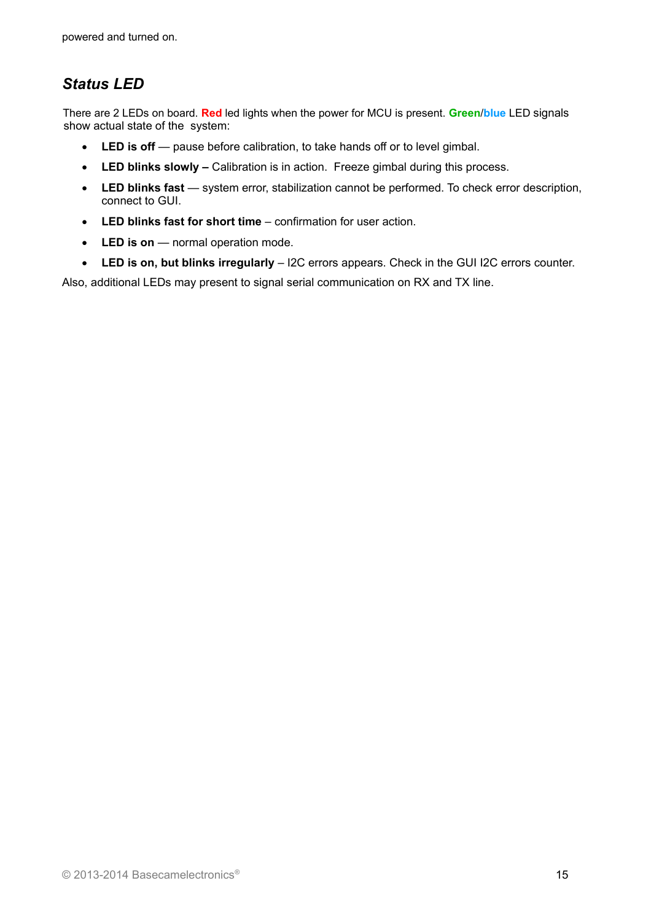powered and turned on.

## *Status LED*

There are 2 LEDs on board. **Red** led lights when the power for MCU is present. **Green**/**blue** LED signals show actual state of the  system:

- **LED is off** — pause before calibration, to take hands off or to level gimbal.
- **LED blinks slowly –** Calibration is in action.  Freeze gimbal during this process.
- **LED blinks fast** — system error, stabilization cannot be performed. To check error description, connect to GUI.
- **LED blinks fast for short time** – confirmation for user action.
- **LED is on** — normal operation mode.
- **LED is on, but blinks irregularly** – I2C errors appears. Check in the GUI I2C errors counter.

Also, additional LEDs may present to signal serial communication on RX and TX line.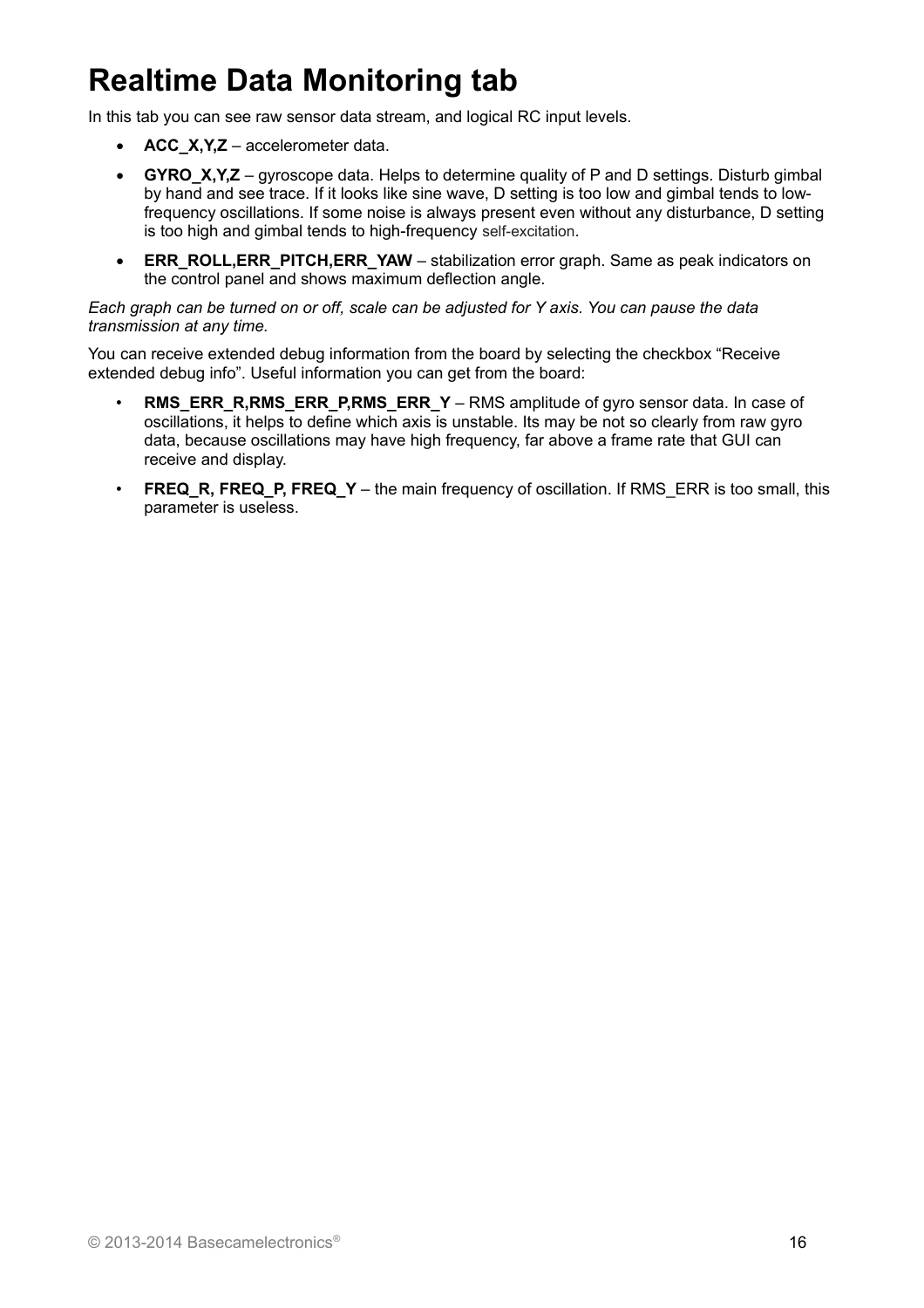# Realtime Data Monitoring tab

In this tab you can see raw sensor data stream, and logical RC input levels.

- **ACC_X,Y,Z** – accelerometer data.
- **GYRO_X,Y,Z** – gyroscope data. Helps to determine quality of P and D settings. Disturb gimbal by hand and see trace. If it looks like sine wave, D setting is too low and gimbal tends to low-frequency oscillations. If some noise is always present even without any disturbance, D setting is too high and gimbal tends to high-frequency self-excitation.
- **ERR_ROLL,ERR_PITCH,ERR_YAW** – stabilization error graph. Same as peak indicators on the control panel and shows maximum deflection angle.

*Each graph can be turned on or off, scale can be adjusted for Y axis. You can pause the data transmission at any time.*

You can receive extended debug information from the board by selecting the checkbox "Receive extended debug info". Useful information you can get from the board:

- **RMS_ERR_R,RMS_ERR_P,RMS_ERR_Y** – RMS amplitude of gyro sensor data. In case of oscillations, it helps to define which axis is unstable. Its may be not so clearly from raw gyro data, because oscillations may have high frequency, far above a frame rate that GUI can receive and display.
- **FREQ_R, FREQ_P, FREQ_Y** – the main frequency of oscillation. If RMS_ERR is too small, this parameter is useless.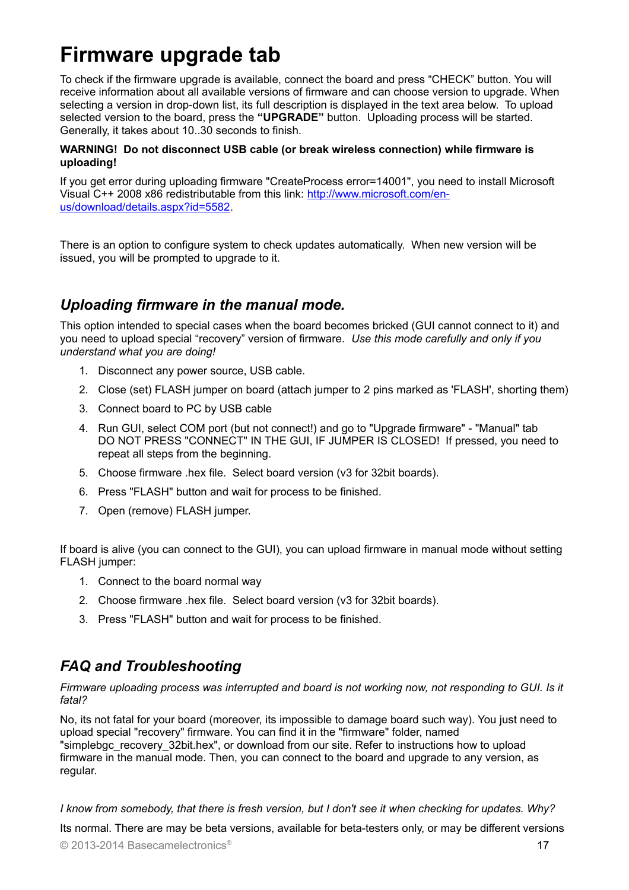# Firmware upgrade tab

To check if the firmware upgrade is available, connect the board and press "CHECK" button. You will receive information about all available versions of firmware and can choose version to upgrade. When selecting a version in drop-down list, its full description is displayed in the text area below. To upload selected version to the board, press the **"UPGRADE"** button. Uploading process will be started. Generally, it takes about 10..30 seconds to finish.

**WARNING! Do not disconnect USB cable (or break wireless connection) while firmware is uploading!**

If you get error during uploading firmware "CreateProcess error=14001", you need to install Microsoft Visual C++ 2008 x86 redistributable from this link: [http://www.microsoft.com/en-us/download/details.aspx?id=5582](http://www.microsoft.com/en-us/download/details.aspx?id=5582).

There is an option to configure system to check updates automatically. When new version will be issued, you will be prompted to upgrade to it.

## *Uploading firmware in the manual mode.*

This option intended to special cases when the board becomes bricked (GUI cannot connect to it) and you need to upload special "recovery" version of firmware. *Use this mode carefully and only if you understand what you are doing!*

1. Disconnect any power source, USB cable.
2. Close (set) FLASH jumper on board (attach jumper to 2 pins marked as 'FLASH', shorting them)
3. Connect board to PC by USB cable
4. Run GUI, select COM port (but not connect!) and go to "Upgrade firmware" - "Manual" tab
   DO NOT PRESS "CONNECT" IN THE GUI, IF JUMPER IS CLOSED! If pressed, you need to repeat all steps from the beginning.
5. Choose firmware .hex file. Select board version (v3 for 32bit boards).
6. Press "FLASH" button and wait for process to be finished.
7. Open (remove) FLASH jumper.

If board is alive (you can connect to the GUI), you can upload firmware in manual mode without setting FLASH jumper:

1. Connect to the board normal way
2. Choose firmware .hex file. Select board version (v3 for 32bit boards).
3. Press "FLASH" button and wait for process to be finished.

## *FAQ and Troubleshooting*

*Firmware uploading process was interrupted and board is not working now, not responding to GUI. Is it fatal?*

No, its not fatal for your board (moreover, its impossible to damage board such way). You just need to upload special "recovery" firmware. You can find it in the "firmware" folder, named "simplebgc_recovery_32bit.hex", or download from our site. Refer to instructions how to upload firmware in the manual mode. Then, you can connect to the board and upgrade to any version, as regular.

*I know from somebody, that there is fresh version, but I don't see it when checking for updates. Why?*

Its normal. There are may be beta versions, available for beta-testers only, or may be different versions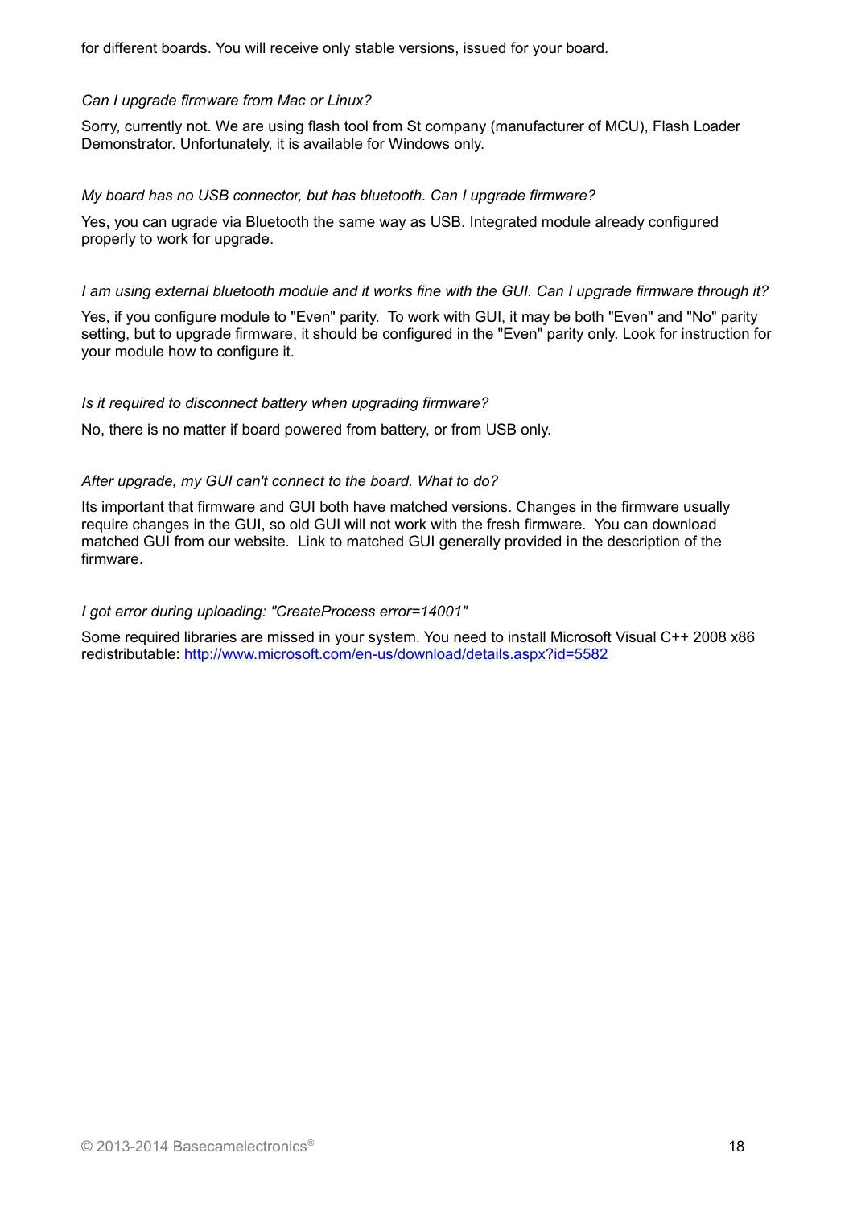for different boards. You will receive only stable versions, issued for your board.

*Can I upgrade firmware from Mac or Linux?*

Sorry, currently not. We are using flash tool from St company (manufacturer of MCU), Flash Loader Demonstrator. Unfortunately, it is available for Windows only.

*My board has no USB connector, but has bluetooth. Can I upgrade firmware?*

Yes, you can ugrade via Bluetooth the same way as USB. Integrated module already configured properly to work for upgrade.

*I am using external bluetooth module and it works fine with the GUI. Can I upgrade firmware through it?*

Yes, if you configure module to "Even" parity. To work with GUI, it may be both "Even" and "No" parity setting, but to upgrade firmware, it should be configured in the "Even" parity only. Look for instruction for your module how to configure it.

*Is it required to disconnect battery when upgrading firmware?*

No, there is no matter if board powered from battery, or from USB only.

*After upgrade, my GUI can't connect to the board. What to do?*

Its important that firmware and GUI both have matched versions. Changes in the firmware usually require changes in the GUI, so old GUI will not work with the fresh firmware. You can download matched GUI from our website. Link to matched GUI generally provided in the description of the firmware.

*I got error during uploading: "CreateProcess error=14001"*

Some required libraries are missed in your system. You need to install Microsoft Visual C++ 2008 x86 redistributable: [http://www.microsoft.com/en-us/download/details.aspx?id=5582](http://www.microsoft.com/en-us/download/details.aspx?id=5582)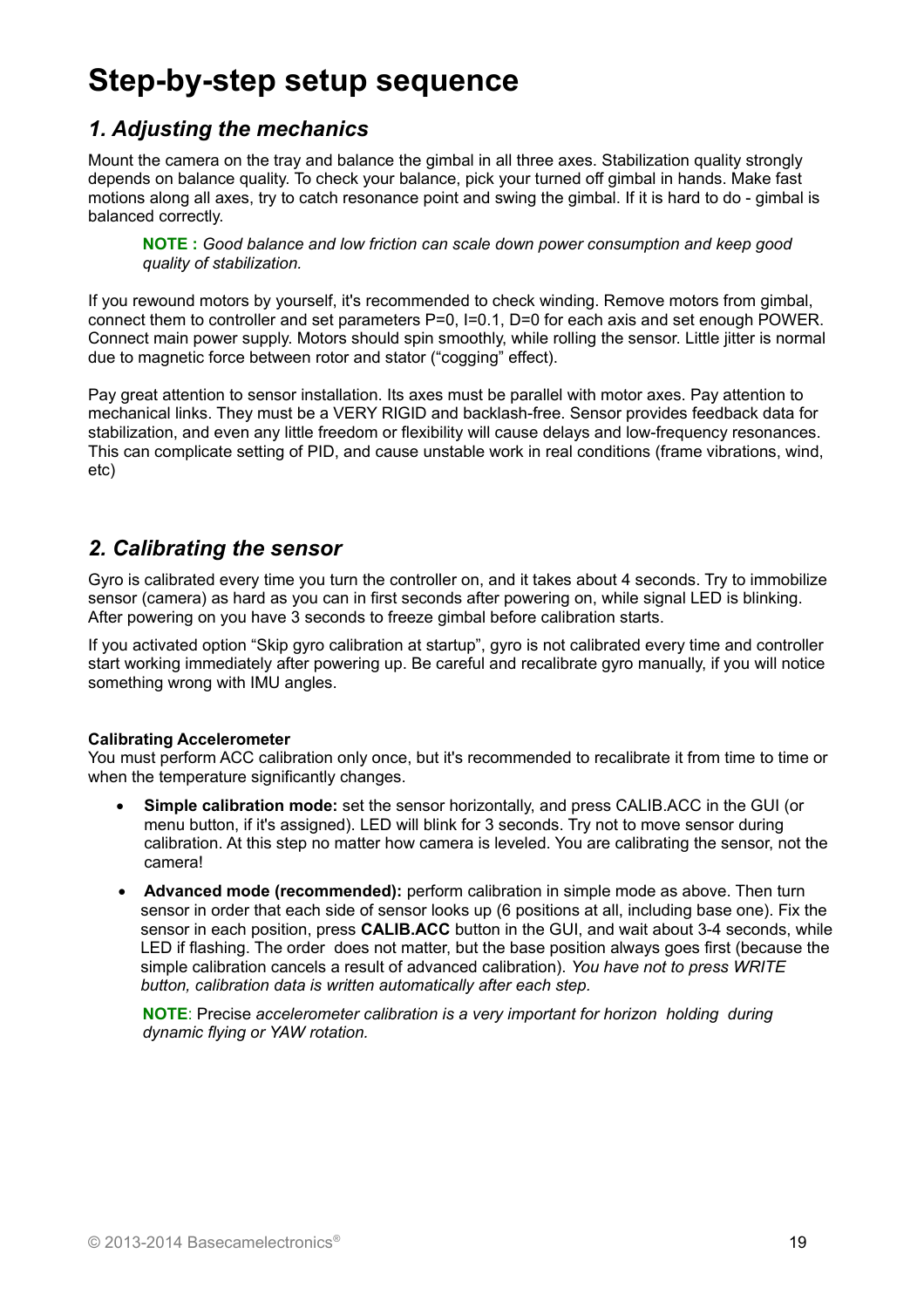# Step-by-step setup sequence

## *1. Adjusting the mechanics*

Mount the camera on the tray and balance the gimbal in all three axes. Stabilization quality strongly depends on balance quality. To check your balance, pick your turned off gimbal in hands. Make fast motions along all axes, try to catch resonance point and swing the gimbal. If it is hard to do - gimbal is balanced correctly.

> **NOTE :** *Good balance and low friction can scale down power consumption and keep good quality of stabilization.*

If you rewound motors by yourself, it's recommended to check winding. Remove motors from gimbal, connect them to controller and set parameters P=0, I=0.1, D=0 for each axis and set enough POWER. Connect main power supply. Motors should spin smoothly, while rolling the sensor. Little jitter is normal due to magnetic force between rotor and stator ("cogging" effect).

Pay great attention to sensor installation. Its axes must be parallel with motor axes. Pay attention to mechanical links. They must be a VERY RIGID and backlash-free. Sensor provides feedback data for stabilization, and even any little freedom or flexibility will cause delays and low-frequency resonances. This can complicate setting of PID, and cause unstable work in real conditions (frame vibrations, wind, etc)

## *2. Calibrating the sensor*

Gyro is calibrated every time you turn the controller on, and it takes about 4 seconds. Try to immobilize sensor (camera) as hard as you can in first seconds after powering on, while signal LED is blinking. After powering on you have 3 seconds to freeze gimbal before calibration starts.

If you activated option "Skip gyro calibration at startup", gyro is not calibrated every time and controller start working immediately after powering up. Be careful and recalibrate gyro manually, if you will notice something wrong with IMU angles.

**Calibrating Accelerometer**
You must perform ACC calibration only once, but it's recommended to recalibrate it from time to time or when the temperature significantly changes.

- **Simple calibration mode:** set the sensor horizontally, and press CALIB.ACC in the GUI (or menu button, if it's assigned). LED will blink for 3 seconds. Try not to move sensor during calibration. At this step no matter how camera is leveled. You are calibrating the sensor, not the camera!
- **Advanced mode (recommended):** perform calibration in simple mode as above. Then turn sensor in order that each side of sensor looks up (6 positions at all, including base one). Fix the sensor in each position, press **CALIB.ACC** button in the GUI, and wait about 3-4 seconds, while LED if flashing. The order does not matter, but the base position always goes first (because the simple calibration cancels a result of advanced calibration). *You have not to press WRITE button, calibration data is written automatically after each step.*

> **NOTE**: Precise *accelerometer calibration is a very important for horizon holding during dynamic flying or YAW rotation.*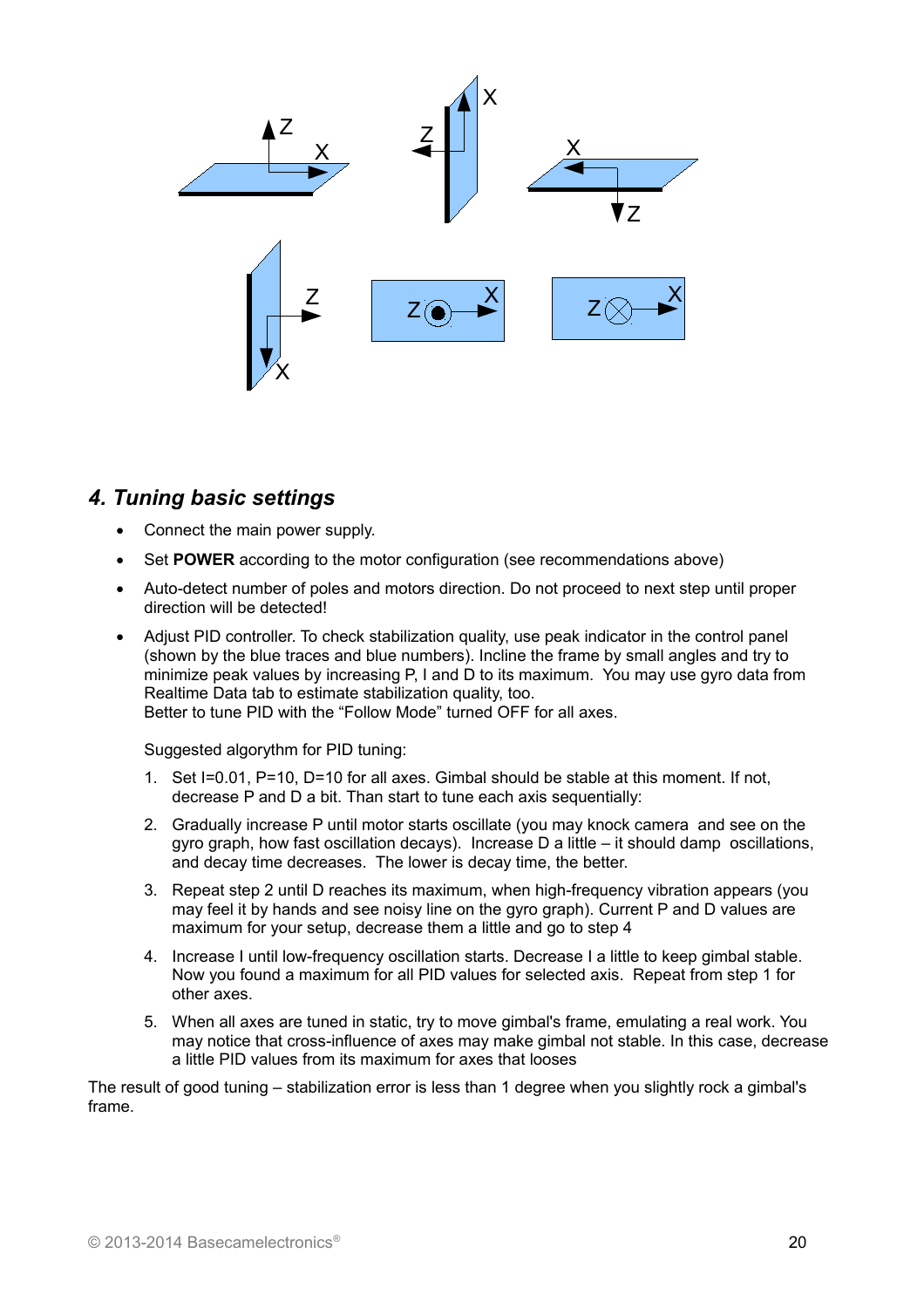## *4. Tuning basic settings*

- Connect the main power supply.
- Set **POWER** according to the motor configuration (see recommendations above)
- Auto-detect number of poles and motors direction. Do not proceed to next step until proper direction will be detected!
- Adjust PID controller. To check stabilization quality, use peak indicator in the control panel (shown by the blue traces and blue numbers). Incline the frame by small angles and try to minimize peak values by increasing P, I and D to its maximum. You may use gyro data from Realtime Data tab to estimate stabilization quality, too.
  Better to tune PID with the "Follow Mode" turned OFF for all axes.

  Suggested algorythm for PID tuning:

  1. Set I=0.01, P=10, D=10 for all axes. Gimbal should be stable at this moment. If not, decrease P and D a bit. Than start to tune each axis sequentially:
  2. Gradually increase P until motor starts oscillate (you may knock camera and see on the gyro graph, how fast oscillation decays). Increase D a little – it should damp oscillations, and decay time decreases. The lower is decay time, the better.
  3. Repeat step 2 until D reaches its maximum, when high-frequency vibration appears (you may feel it by hands and see noisy line on the gyro graph). Current P and D values are maximum for your setup, decrease them a little and go to step 4
  4. Increase I until low-frequency oscillation starts. Decrease I a little to keep gimbal stable. Now you found a maximum for all PID values for selected axis. Repeat from step 1 for other axes.
  5. When all axes are tuned in static, try to move gimbal's frame, emulating a real work. You may notice that cross-influence of axes may make gimbal not stable. In this case, decrease a little PID values from its maximum for axes that looses

The result of good tuning – stabilization error is less than 1 degree when you slightly rock a gimbal's frame.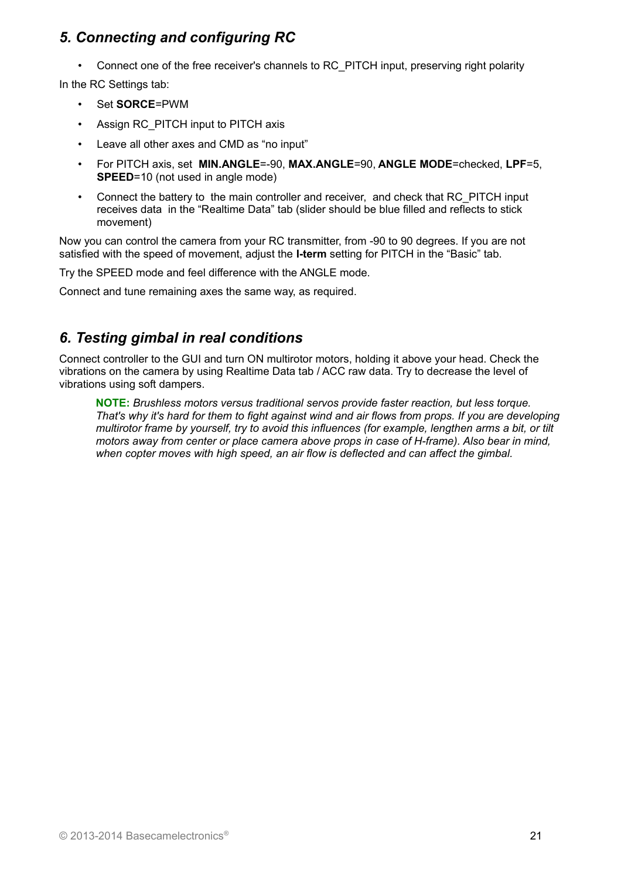## *5. Connecting and configuring RC*

- Connect one of the free receiver's channels to RC_PITCH input, preserving right polarity

In the RC Settings tab:

- Set **SORCE**=PWM
- Assign RC_PITCH input to PITCH axis
- Leave all other axes and CMD as "no input"
- For PITCH axis, set **MIN.ANGLE**=-90, **MAX.ANGLE**=90, **ANGLE MODE**=checked, **LPF**=5, **SPEED**=10 (not used in angle mode)
- Connect the battery to the main controller and receiver, and check that RC_PITCH input receives data in the "Realtime Data" tab (slider should be blue filled and reflects to stick movement)

Now you can control the camera from your RC transmitter, from -90 to 90 degrees. If you are not satisfied with the speed of movement, adjust the **I-term** setting for PITCH in the "Basic" tab.

Try the SPEED mode and feel difference with the ANGLE mode.

Connect and tune remaining axes the same way, as required.

## *6. Testing gimbal in real conditions*

Connect controller to the GUI and turn ON multirotor motors, holding it above your head. Check the vibrations on the camera by using Realtime Data tab / ACC raw data. Try to decrease the level of vibrations using soft dampers.

> **NOTE:** *Brushless motors versus traditional servos provide faster reaction, but less torque. That's why it's hard for them to fight against wind and air flows from props. If you are developing multirotor frame by yourself, try to avoid this influences (for example, lengthen arms a bit, or tilt motors away from center or place camera above props in case of H-frame). Also bear in mind, when copter moves with high speed, an air flow is deflected and can affect the gimbal.*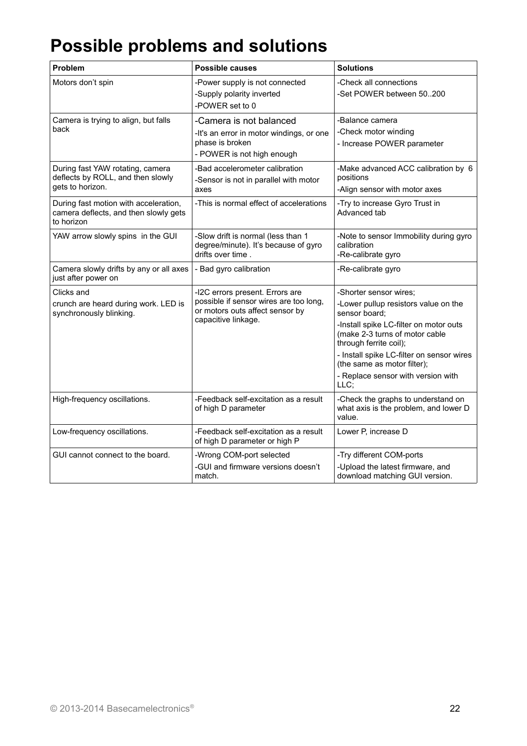# Possible problems and solutions

| Problem | Possible causes | Solutions |
|---|---|---|
| Motors don't spin | -Power supply is not connected<br>-Supply polarity inverted<br>-POWER set to 0 | -Check all connections<br>-Set POWER between 50..200 |
| Camera is trying to align, but falls back | -Camera is not balanced<br>-It's an error in motor windings, or one phase is broken<br>- POWER is not high enough | -Balance camera<br>-Check motor winding<br>- Increase POWER parameter |
| During fast YAW rotating, camera deflects by ROLL, and then slowly gets to horizon. | -Bad accelerometer calibration<br>-Sensor is not in parallel with motor axes | -Make advanced ACC calibration by 6 positions<br>-Align sensor with motor axes |
| During fast motion with acceleration, camera deflects, and then slowly gets to horizon | -This is normal effect of accelerations | -Try to increase Gyro Trust in Advanced tab |
| YAW arrow slowly spins in the GUI | -Slow drift is normal (less than 1 degree/minute). It's because of gyro drifts over time . | -Note to sensor Immobility during gyro calibration<br>-Re-calibrate gyro |
| Camera slowly drifts by any or all axes just after power on | - Bad gyro calibration | -Re-calibrate gyro |
| Clicks and<br>crunch are heard during work. LED is synchronously blinking. | -I2C errors present. Errors are possible if sensor wires are too long, or motors outs affect sensor by capacitive linkage. | -Shorter sensor wires;<br>-Lower pullup resistors value on the sensor board;<br>-Install spike LC-filter on motor outs (make 2-3 turns of motor cable through ferrite coil);<br>- Install spike LC-filter on sensor wires (the same as motor filter);<br>- Replace sensor with version with LLC; |
| High-frequency oscillations. | -Feedback self-excitation as a result of high D parameter | -Check the graphs to understand on what axis is the problem, and lower D value. |
| Low-frequency oscillations. | -Feedback self-excitation as a result of high D parameter or high P | Lower P, increase D |
| GUI cannot connect to the board. | -Wrong COM-port selected<br>-GUI and firmware versions doesn't match. | -Try different COM-ports<br>-Upload the latest firmware, and download matching GUI version. |

© 2013-2014 Basecamelectronics®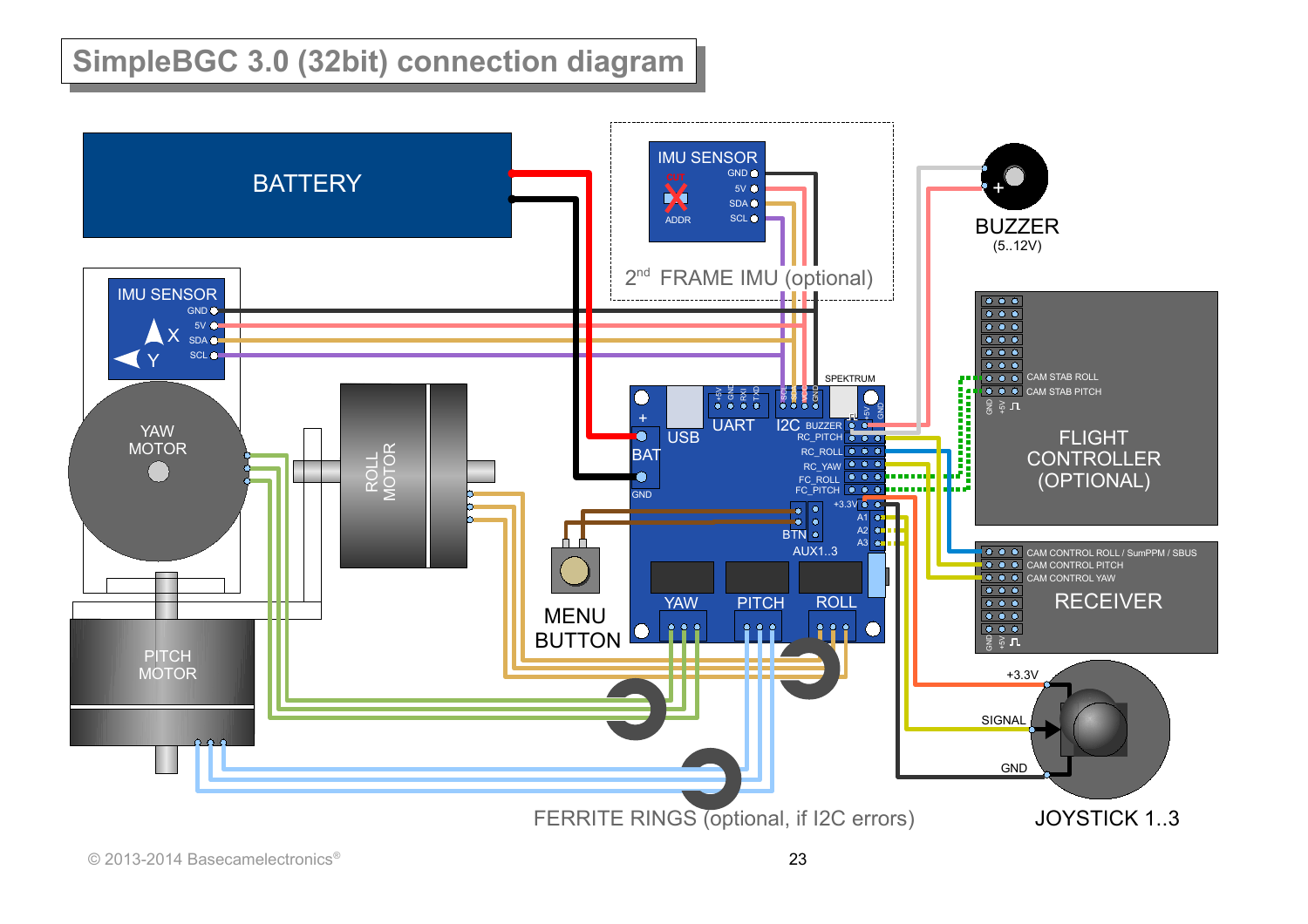# SimpleBGC 3.0 (32bit) connection diagram

BATTERY

IMU SENSOR
GND
5V
SDA
SCL
X
Y

IMU SENSOR
GND
5V
SDA
SCL
OUT
ADDR

2nd FRAME IMU (optional)

BUZZER
(5..12V)

YAW MOTOR

ROLL MOTOR

PITCH MOTOR

MENU BUTTON

USB
UART
I2C
SPEKTRUM
BAT
GND
BUZZER
RC_PITCH
RC_ROLL
RC_YAW
FC_ROLL
FC_PITCH
+3.3V
A1
A2
A3
BTN
AUX1..3
YAW
PITCH
ROLL

FLIGHT CONTROLLER (OPTIONAL)
CAM STAB ROLL
CAM STAB PITCH

RECEIVER
CAM CONTROL ROLL / SumPPM / SBUS
CAM CONTROL PITCH
CAM CONTROL YAW

+3.3V
SIGNAL
GND
JOYSTICK 1..3

FERRITE RINGS (optional, if I2C errors)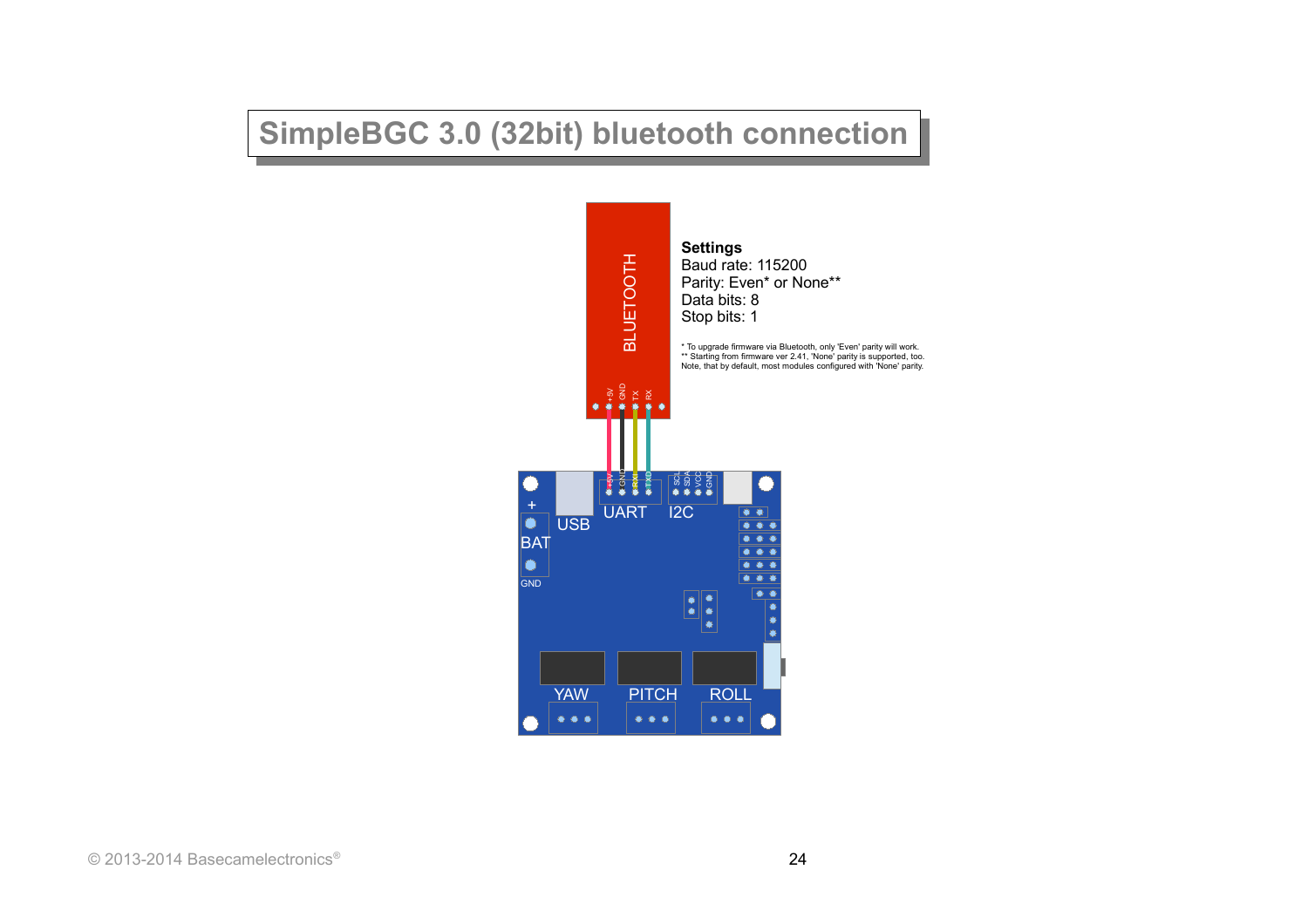# SimpleBGC 3.0 (32bit) bluetooth connection

**Settings**
Baud rate: 115200
Parity: Even* or None**
Data bits: 8
Stop bits: 1

* To upgrade firmware via Bluetooth, only 'Even' parity will work.
** Starting from firmware ver 2.41, 'None' parity is supported, too.
Note, that by default, most modules configured with 'None' parity.